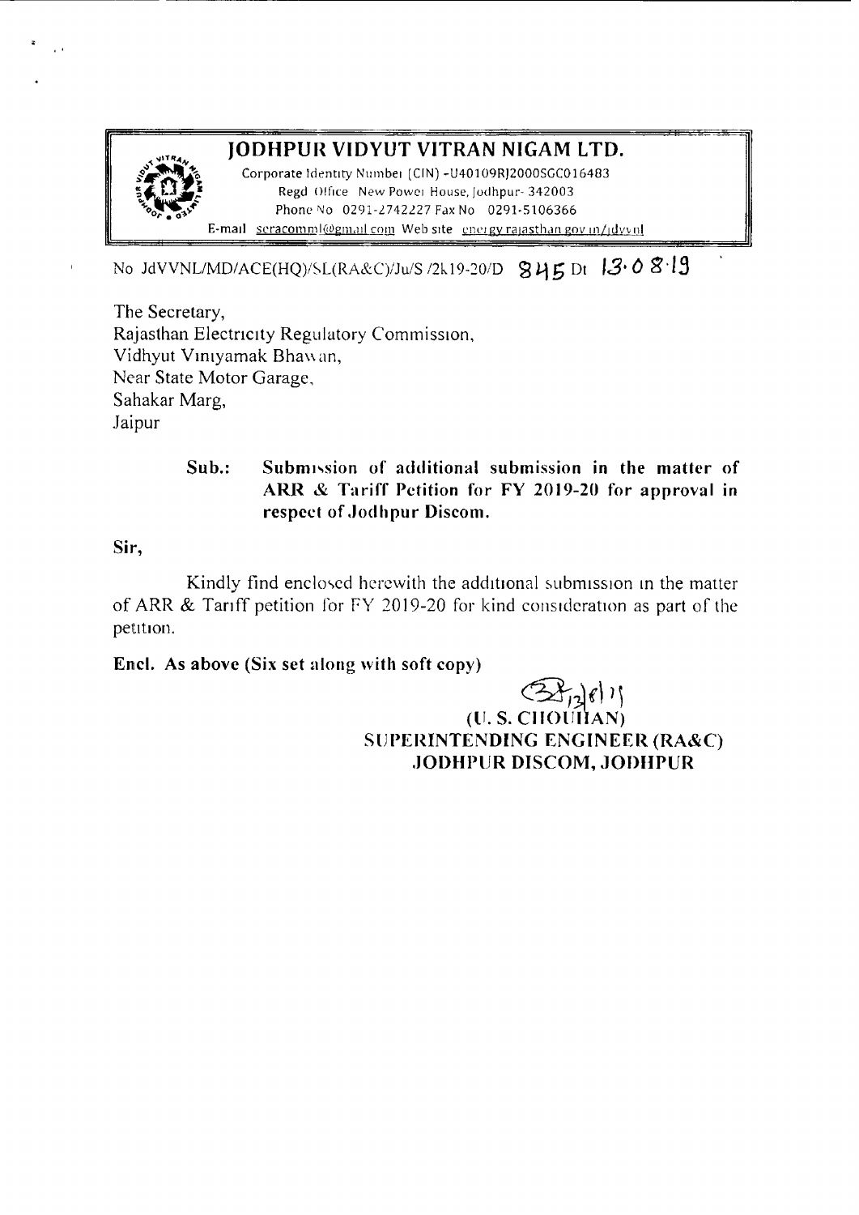# JODHPUR VIDYUT VITRAN NIGAM LTD.

Corporate Identity Number (CIN) -U40109RJ2000SGC016483
Regd Office New Power House, Jodhpur- 342003
Phone No 0291-2742227 Fax No 0291-5106366
E-mail sercomml@gmail.com Web site energy.rajasthan.gov.in/jdvvnl

No JdVVNL/MD/ACE(HQ)/SL(RA&C)/Ju/S /2k19-20/D 845 Dt 13.08.19

The Secretary,
Rajasthan Electricity Regulatory Commission,
Vidhyut Viniyamak Bhawan,
Near State Motor Garage,
Sahakar Marg,
Jaipur

**Sub.: Submission of additional submission in the matter of ARR & Tariff Petition for FY 2019-20 for approval in respect of Jodhpur Discom.**

**Sir,**

Kindly find enclosed herewith the additional submission in the matter of ARR & Tariff petition for FY 2019-20 for kind consideration as part of the petition.

**Encl. As above (Six set along with soft copy)**

**(U. S. CHOUHAN)**
**SUPERINTENDING ENGINEER (RA&C)**
**JODHPUR DISCOM, JODHPUR**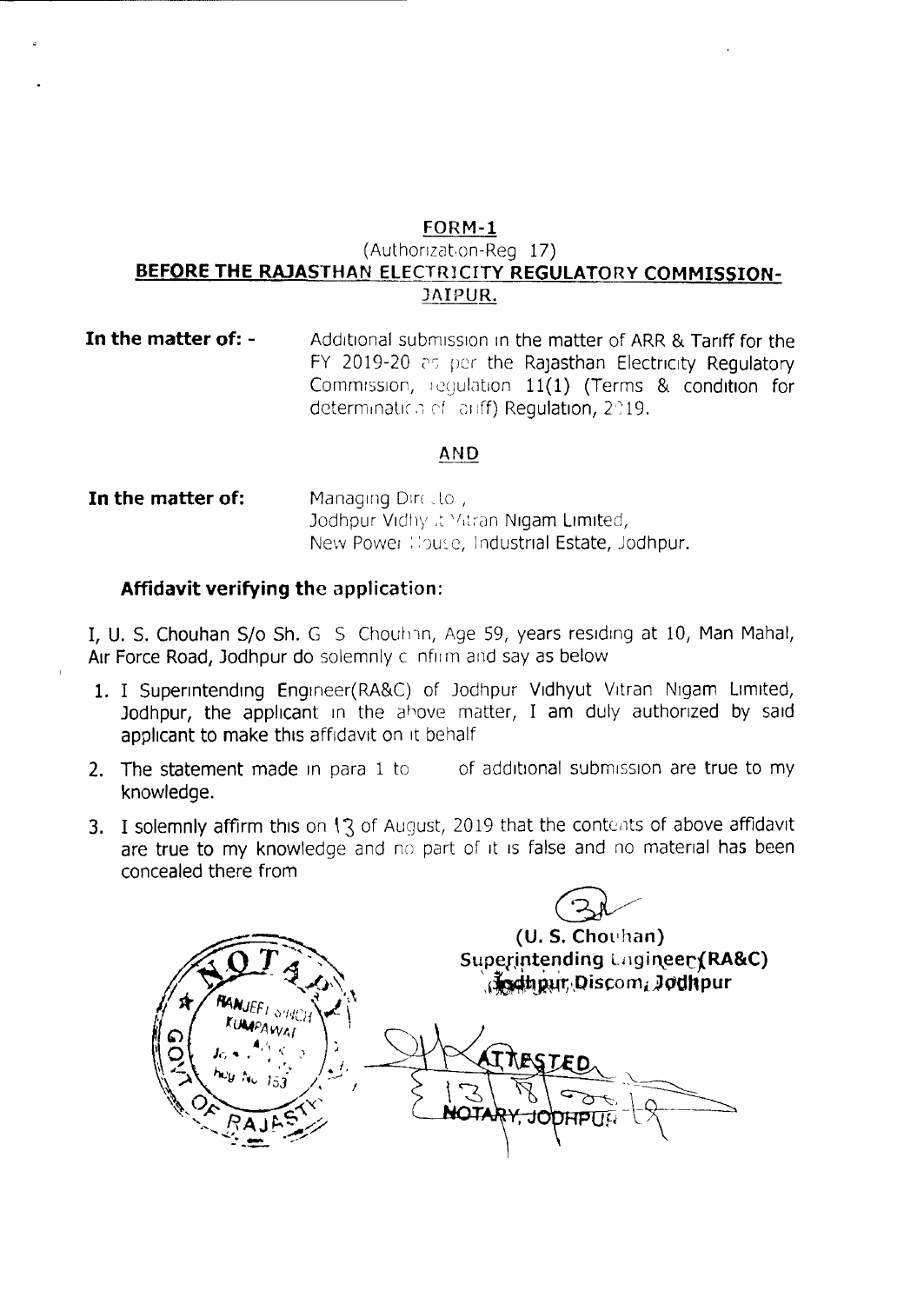**FORM-1**

(Authorization-Reg 17)

**BEFORE THE RAJASTHAN ELECTRICITY REGULATORY COMMISSION-JAIPUR.**

**In the matter of: -** Additional submission in the matter of ARR & Tariff for the FY 2019-20 as per the Rajasthan Electricity Regulatory Commission, regulation 11(1) (Terms & condition for determination of tariff) Regulation, 2019.

**AND**

**In the matter of:** Managing Director, Jodhpur Vidhyut Vitran Nigam Limited, New Power House, Industrial Estate, Jodhpur.

**Affidavit verifying the application:**

I, U. S. Chouhan S/o Sh. G S Chouhan, Age 59, years residing at 10, Man Mahal, Air Force Road, Jodhpur do solemnly confirm and say as below

1. I Superintending Engineer(RA&C) of Jodhpur Vidhyut Vitran Nigam Limited, Jodhpur, the applicant in the above matter, I am duly authorized by said applicant to make this affidavit on it behalf
2. The statement made in para 1 to of additional submission are true to my knowledge.
3. I solemnly affirm this on 13 of August, 2019 that the contents of above affidavit are true to my knowledge and no part of it is false and no material has been concealed there from

(U. S. Chouhan)
Superintending Engineer(RA&C)
Jodhpur Discom, Jodhpur

ATTESTED
13/8/2019
NOTARY, JODHPUR

NOTARY, RANJEET SINGH KUMPAWAT, Jodhpur, Reg No 153, GOVT OF RAJASTHAN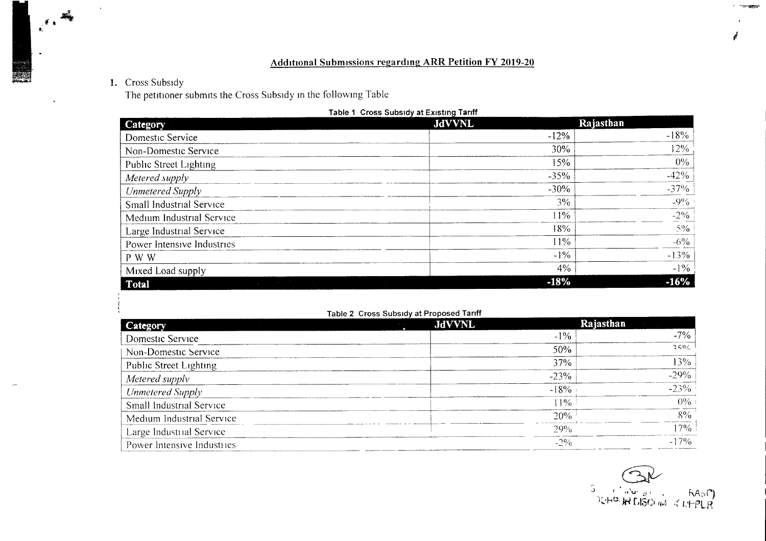## Additional Submissions regarding ARR Petition FY 2019-20

1. Cross Subsidy

   The petitioner submits the Cross Subsidy in the following Table

**Table 1 Cross Subsidy at Existing Tariff**

| Category | JdVVNL | Rajasthan |
|---|---|---|
| Domestic Service | -12% | -18% |
| Non-Domestic Service | 30% | 12% |
| Public Street Lighting | 15% | 0% |
| *Metered supply* | -35% | -42% |
| *Unmetered Supply* | -30% | -37% |
| Small Industrial Service | 3% | -9% |
| Medium Industrial Service | 11% | -2% |
| Large Industrial Service | 18% | 5% |
| Power Intensive Industries | 11% | -6% |
| P W W | -1% | -13% |
| Mixed Load supply | 4% | -1% |
| **Total** | **-18%** | **-16%** |

**Table 2 Cross Subsidy at Proposed Tariff**

| Category | JdVVNL | Rajasthan |
|---|---|---|
| Domestic Service | -1% | -7% |
| Non-Domestic Service | 50% | 35% |
| Public Street Lighting | 37% | 13% |
| *Metered supply* | -23% | -29% |
| *Unmetered Supply* | -18% | -23% |
| Small Industrial Service | 11% | 0% |
| Medium Industrial Service | 20% | 8% |
| Large Industrial Service | 29% | 17% |
| Power Intensive Industries | -2% | -17% |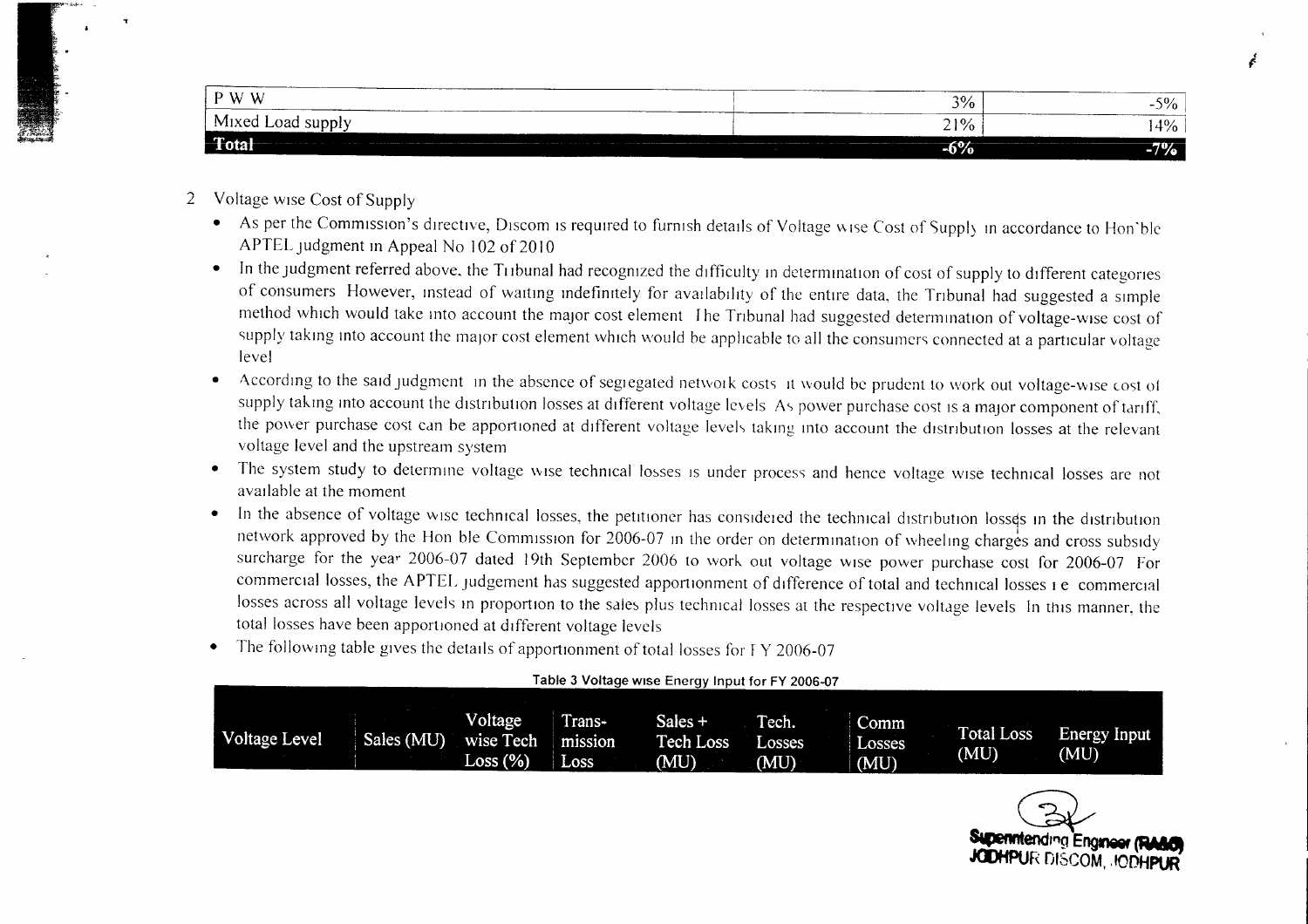| P W W | 3% | -5% |
|---|---|---|
| Mixed Load supply | 21% | 14% |
| **Total** | **-6%** | **-7%** |

2 Voltage wise Cost of Supply

- As per the Commission's directive, Discom is required to furnish details of Voltage wise Cost of Supply in accordance to Hon'ble APTEL judgment in Appeal No 102 of 2010
- In the judgment referred above, the Tribunal had recognized the difficulty in determination of cost of supply to different categories of consumers However, instead of waiting indefinitely for availability of the entire data, the Tribunal had suggested a simple method which would take into account the major cost element The Tribunal had suggested determination of voltage-wise cost of supply taking into account the major cost element which would be applicable to all the consumers connected at a particular voltage level
- According to the said judgment in the absence of segregated network costs it would be prudent to work out voltage-wise cost of supply taking into account the distribution losses at different voltage levels As power purchase cost is a major component of tariff, the power purchase cost can be apportioned at different voltage levels taking into account the distribution losses at the relevant voltage level and the upstream system
- The system study to determine voltage wise technical losses is under process and hence voltage wise technical losses are not available at the moment
- In the absence of voltage wise technical losses, the petitioner has considered the technical distribution losses in the distribution network approved by the Hon ble Commission for 2006-07 in the order on determination of wheeling charges and cross subsidy surcharge for the year 2006-07 dated 19th September 2006 to work out voltage wise power purchase cost for 2006-07 For commercial losses, the APTEL judgement has suggested apportionment of difference of total and technical losses i e commercial losses across all voltage levels in proportion to the sales plus technical losses at the respective voltage levels In this manner, the total losses have been apportioned at different voltage levels
- The following table gives the details of apportionment of total losses for F Y 2006-07

Table 3 Voltage wise Energy Input for FY 2006-07

| Voltage Level | Sales (MU) | Voltage wise Tech Loss (%) | Trans-mission Loss | Sales + Tech Loss (MU) | Tech. Losses (MU) | Comm Losses (MU) | Total Loss (MU) | Energy Input (MU) |
|---|---|---|---|---|---|---|---|---|

Superintending Engineer (RA&C)
JODHPUR DISCOM, JODHPUR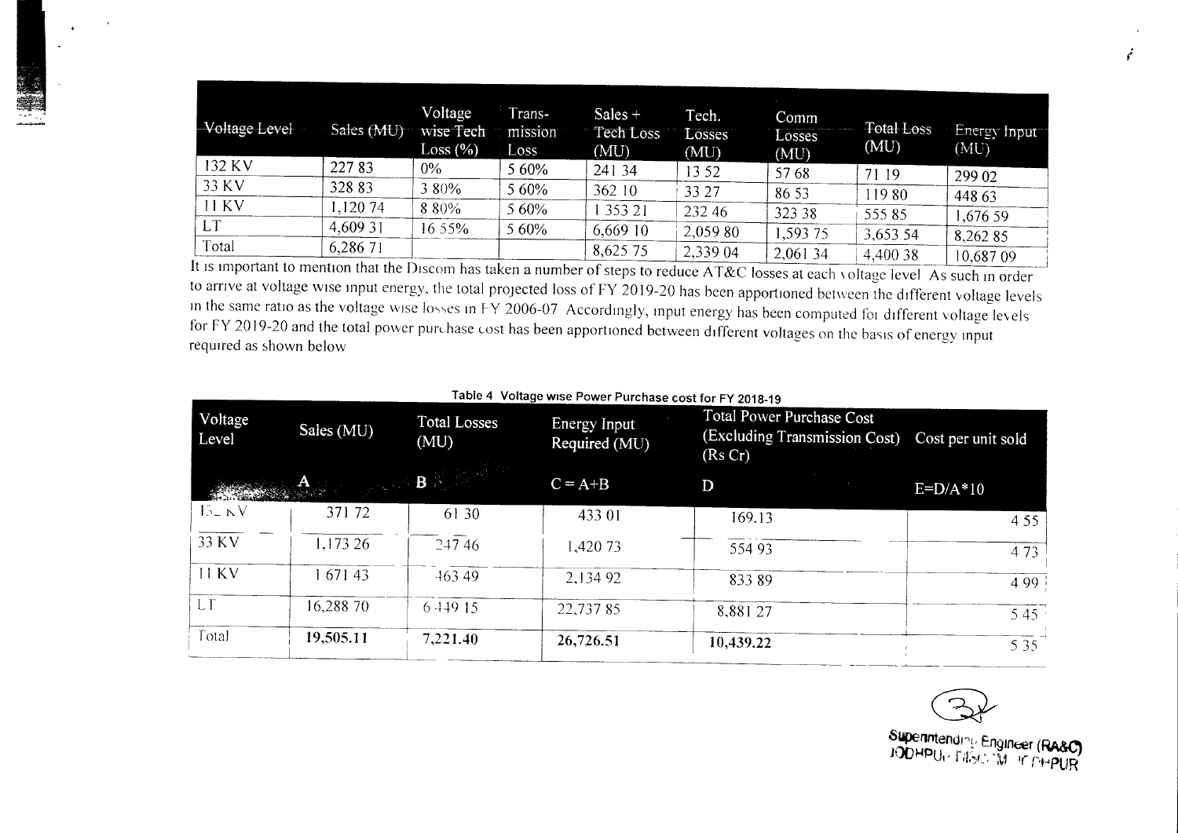| Voltage Level | Sales (MU) | Voltage wise Tech Loss (%) | Trans-mission Loss | Sales + Tech Loss (MU) | Tech. Losses (MU) | Comm Losses (MU) | Total Loss (MU) | Energy Input (MU) |
|---|---|---|---|---|---|---|---|---|
| 132 KV | 227 83 | 0% | 5 60% | 241 34 | 13 52 | 57 68 | 71 19 | 299 02 |
| 33 KV | 328 83 | 3 80% | 5 60% | 362 10 | 33 27 | 86 53 | 119 80 | 448 63 |
| 11 KV | 1,120 74 | 8 80% | 5 60% | 1 353 21 | 232 46 | 323 38 | 555 85 | 1,676 59 |
| LT | 4,609 31 | 16 55% | 5 60% | 6,669 10 | 2,059 80 | 1,593 75 | 3,653 54 | 8,262 85 |
| Total | 6,286 71 | | | 8,625 75 | 2,339 04 | 2,061 34 | 4,400 38 | 10,687 09 |

It is important to mention that the Discom has taken a number of steps to reduce AT&C losses at each voltage level As such in order to arrive at voltage wise input energy, the total projected loss of FY 2019-20 has been apportioned between the different voltage levels in the same ratio as the voltage wise losses in FY 2006-07 Accordingly, input energy has been computed for different voltage levels for FY 2019-20 and the total power purchase cost has been apportioned between different voltages on the basis of energy input required as shown below

Table 4 Voltage wise Power Purchase cost for FY 2018-19

| Voltage Level | Sales (MU) | Total Losses (MU) | Energy Input Required (MU) | Total Power Purchase Cost (Excluding Transmission Cost) (Rs Cr) | Cost per unit sold |
|---|---|---|---|---|---|
| | A | B | C = A+B | D | E=D/A*10 |
| 132 KV | 371 72 | 61 30 | 433 01 | 169.13 | 4 55 |
| 33 KV | 1,173 26 | 247 46 | 1,420 73 | 554 93 | 4 73 |
| 11 KV | 1 671 43 | 463 49 | 2,134 92 | 833 89 | 4 99 |
| LT | 16,288 70 | 6 449 15 | 22,737 85 | 8,881 27 | 5 45 |
| Total | **19,505.11** | **7,221.40** | **26,726.51** | **10,439.22** | 5 35 |

Superintending Engineer (RA&C)
JODHPUR DISCOM JODHPUR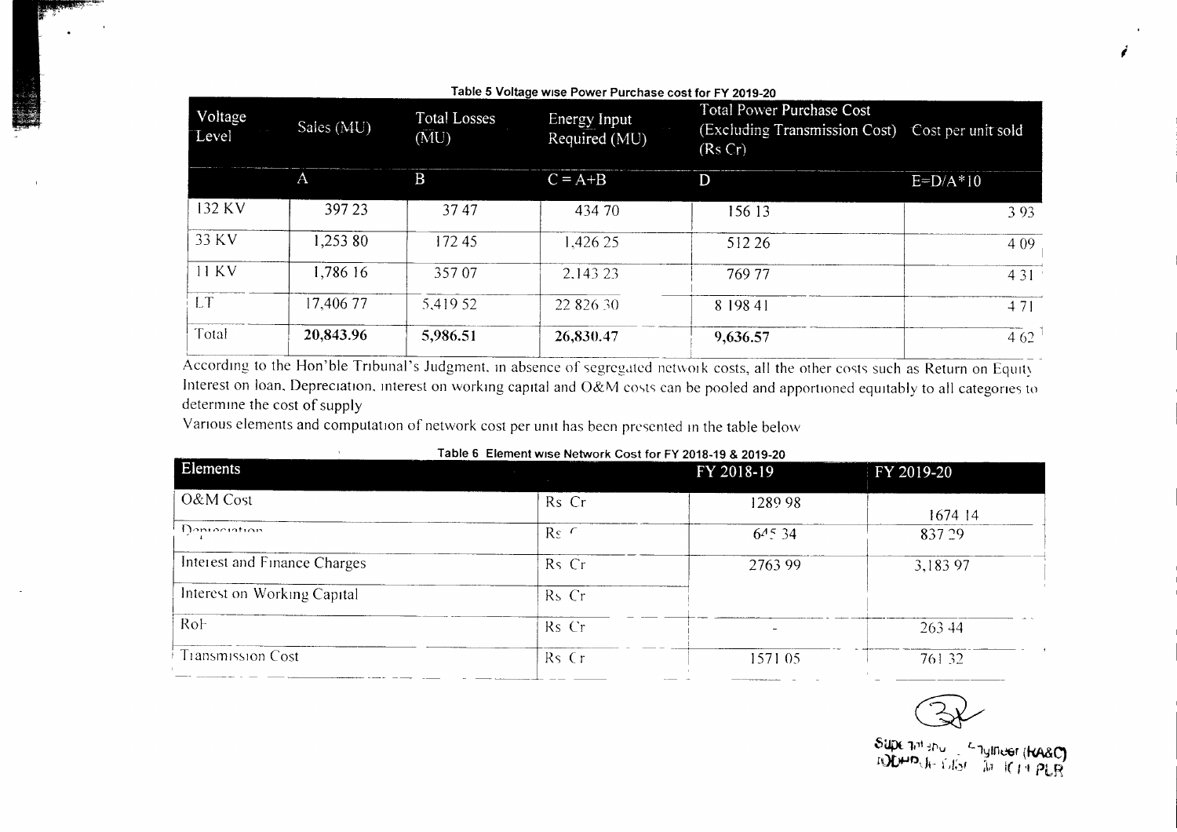**Table 5 Voltage wise Power Purchase cost for FY 2019-20**

| Voltage Level | Sales (MU) | Total Losses (MU) | Energy Input Required (MU) | Total Power Purchase Cost (Excluding Transmission Cost) (Rs Cr) | Cost per unit sold |
|---|---|---|---|---|---|
| | A | B | C = A+B | D | E=D/A*10 |
| 132 KV | 397 23 | 37 47 | 434 70 | 156 13 | 3 93 |
| 33 KV | 1,253 80 | 172 45 | 1,426 25 | 512 26 | 4 09 |
| 11 KV | 1,786 16 | 357 07 | 2,143 23 | 769 77 | 4 31 |
| LT | 17,406 77 | 5,419 52 | 22 826 30 | 8 198 41 | 4 71 |
| Total | **20,843.96** | **5,986.51** | **26,830.47** | **9,636.57** | 4 62 |

According to the Hon'ble Tribunal's Judgment, in absence of segregated network costs, all the other costs such as Return on Equity Interest on loan, Depreciation, interest on working capital and O&M costs can be pooled and apportioned equitably to all categories to determine the cost of supply

Various elements and computation of network cost per unit has been presented in the table below

**Table 6 Element wise Network Cost for FY 2018-19 & 2019-20**

| Elements | | FY 2018-19 | FY 2019-20 |
|---|---|---|---|
| O&M Cost | Rs Cr | 1289 98 | 1674 14 |
| Depreciation | Rs Cr | 645 34 | 837 29 |
| Interest and Finance Charges | Rs Cr | 2763 99 | 3,183 97 |
| Interest on Working Capital | Rs Cr | | |
| RoE | Rs Cr | - | 263 44 |
| Transmission Cost | Rs Cr | 1571 05 | 761 32 |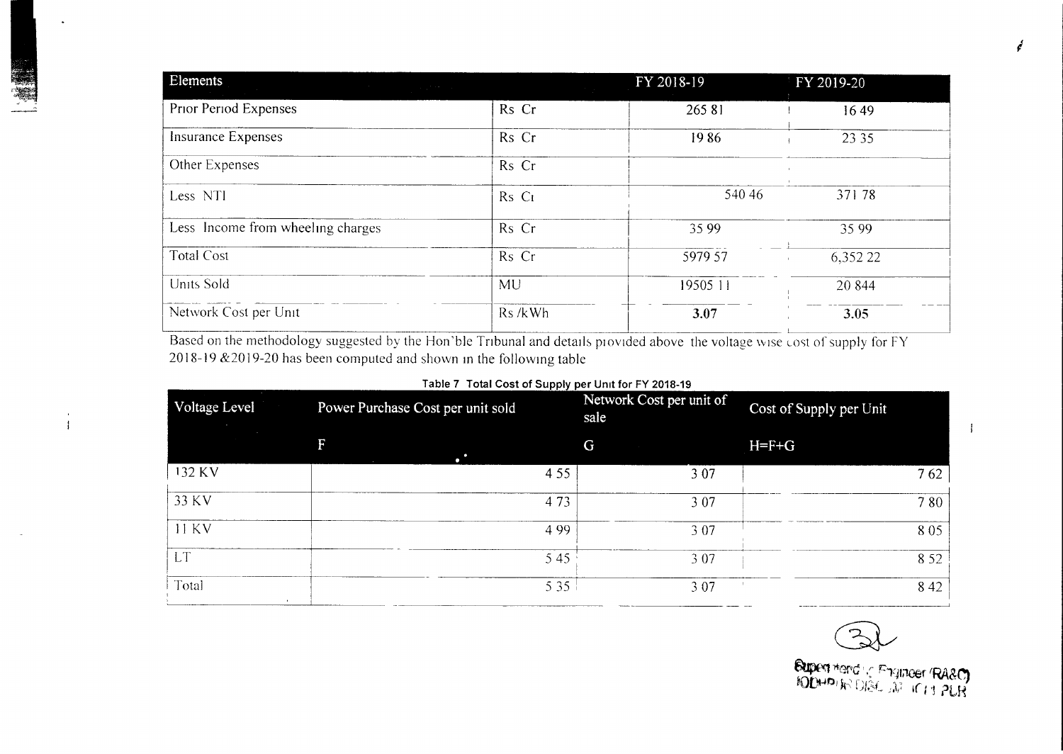| Elements | | FY 2018-19 | FY 2019-20 |
|---|---|---|---|
| Prior Period Expenses | Rs Cr | 265 81 | 16 49 |
| Insurance Expenses | Rs Cr | 19 86 | 23 35 |
| Other Expenses | Rs Cr | | |
| Less NTI | Rs Cr | 540 46 | 371 78 |
| Less Income from wheeling charges | Rs Cr | 35 99 | 35 99 |
| Total Cost | Rs Cr | 5979 57 | 6,352 22 |
| Units Sold | MU | 19505 11 | 20 844 |
| Network Cost per Unit | Rs /kWh | **3.07** | **3.05** |

Based on the methodology suggested by the Hon'ble Tribunal and details provided above the voltage wise cost of supply for FY 2018-19 &2019-20 has been computed and shown in the following table

**Table 7 Total Cost of Supply per Unit for FY 2018-19**

| Voltage Level | Power Purchase Cost per unit sold | Network Cost per unit of sale | Cost of Supply per Unit |
|---|---|---|---|
| | F | G | H=F+G |
| 132 KV | 4 55 | 3 07 | 7 62 |
| 33 KV | 4 73 | 3 07 | 7 80 |
| 11 KV | 4 99 | 3 07 | 8 05 |
| LT | 5 45 | 3 07 | 8 52 |
| Total | 5 35 | 3 07 | 8 42 |

Superintending Engineer (RA&C)
JODHPUR DISCOM JODHPUR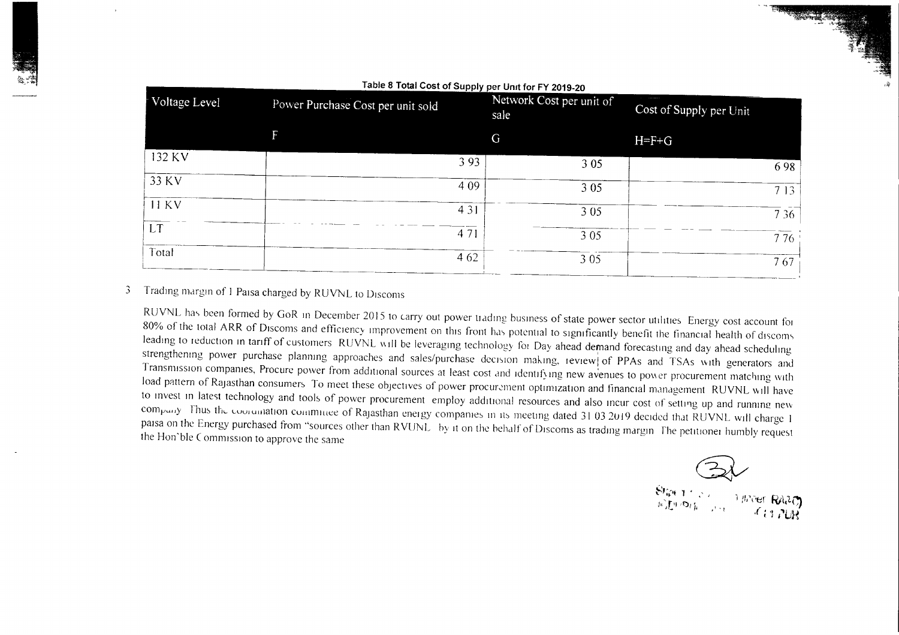Table 8 Total Cost of Supply per Unit for FY 2019-20

| Voltage Level | Power Purchase Cost per unit sold | Network Cost per unit of sale | Cost of Supply per Unit |
|---|---|---|---|
| | F | G | H=F+G |
| 132 KV | 3 93 | 3 05 | 6 98 |
| 33 KV | 4 09 | 3 05 | 7 13 |
| 11 KV | 4 31 | 3 05 | 7 36 |
| LT | 4 71 | 3 05 | 7 76 |
| Total | 4 62 | 3 05 | 7 67 |

3 Trading margin of 1 Paisa charged by RUVNL to Discoms

RUVNL has been formed by GoR in December 2015 to carry out power trading business of state power sector utilities Energy cost account for 80% of the total ARR of Discoms and efficiency improvement on this front has potential to significantly benefit the financial health of discoms leading to reduction in tariff of customers RUVNL will be leveraging technology for Day ahead demand forecasting and day ahead scheduling strengthening power purchase planning approaches and sales/purchase decision making, review of PPAs and TSAs with generators and Transmission companies, Procure power from additional sources at least cost and identifying new avenues to power procurement matching with load pattern of Rajasthan consumers To meet these objectives of power procurement optimization and financial management RUVNL will have to invest in latest technology and tools of power procurement employ additional resources and also incur cost of setting up and running new company Thus the coordination committee of Rajasthan energy companies in its meeting dated 31 03 2019 decided that RUVNL will charge 1 paisa on the Energy purchased from "sources other than RVUNL by it on the behalf of Discoms as trading margin The petitioner humbly request the Hon'ble Commission to approve the same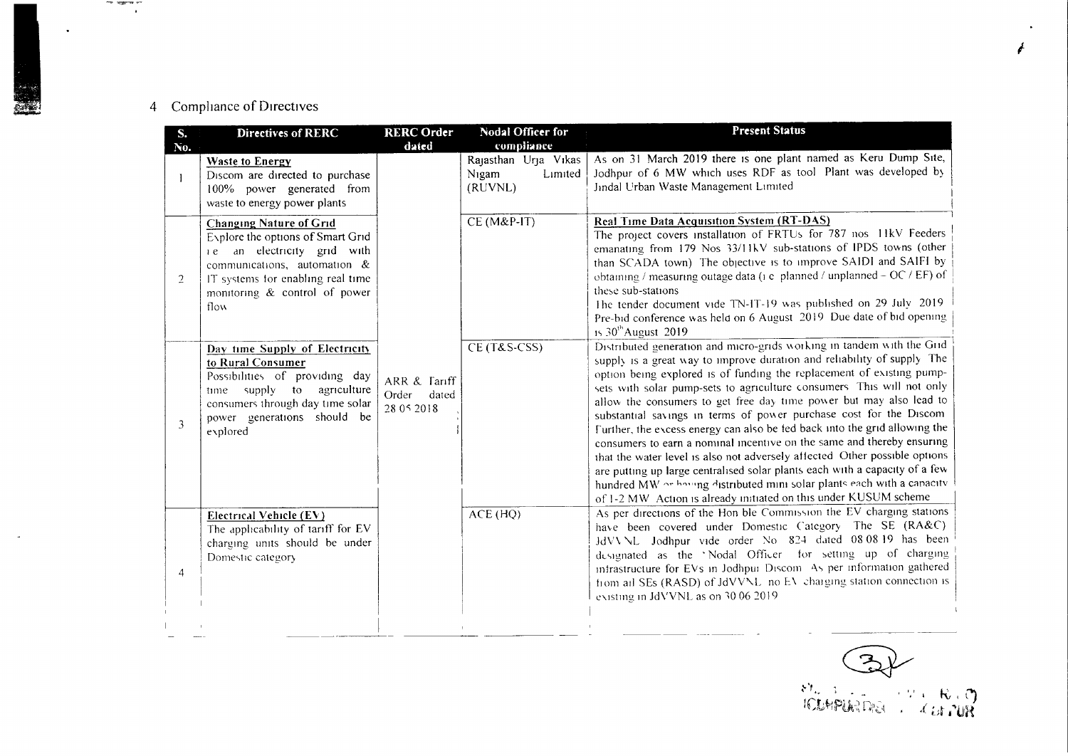## 4 Compliance of Directives

| S. No. | Directives of RERC | RERC Order dated | Nodal Officer for compliance | Present Status |
|---|---|---|---|---|
| 1 | **Waste to Energy**<br>Discom are directed to purchase 100% power generated from waste to energy power plants | ARR & Tariff Order dated 28 05 2018 | Rajasthan Urja Vikas Nigam Limited (RUVNL) | As on 31 March 2019 there is one plant named as Keru Dump Site, Jodhpur of 6 MW which uses RDF as fuel Plant was developed by Jindal Urban Waste Management Limited |
| 2 | **Changing Nature of Grid**<br>Explore the options of Smart Grid i e an electricity grid with communications, automation & IT systems for enabling real time monitoring & control of power flow | | CE (M&P-IT) | **Real Time Data Acquisition System (RT-DAS)**<br>The project covers installation of FRTUs for 787 nos 11kV Feeders emanating from 179 Nos 33/11kV sub-stations of IPDS towns (other than SCADA town) The objective is to improve SAIDI and SAIFI by obtaining / measuring outage data (i e planned / unplanned – OC / EF) of these sub-stations<br>The tender document vide TN-IT-19 was published on 29 July 2019 Pre-bid conference was held on 6 August 2019 Due date of bid opening is 30th August 2019 |
| 3 | **Day time Supply of Electricity to Rural Consumer**<br>Possibilities of providing day time supply to agriculture consumers through day time solar power generations should be explored | | CE (T&S-CSS) | Distributed generation and micro-grids working in tandem with the Grid supply is a great way to improve duration and reliability of supply The option being explored is of funding the replacement of existing pump-sets with solar pump-sets to agriculture consumers This will not only allow the consumers to get free day time power but may also lead to substantial savings in terms of power purchase cost for the Discom Further, the excess energy can also be fed back into the grid allowing the consumers to earn a nominal incentive on the same and thereby ensuring that the water level is also not adversely affected Other possible options are putting up large centralised solar plants each with a capacity of a few hundred MW or having distributed mini solar plants each with a capacity of 1-2 MW Action is already initiated on this under KUSUM scheme |
| 4 | **Electrical Vehicle (EV)**<br>The applicability of tariff for EV charging units should be under Domestic category | | ACE (HQ) | As per directions of the Hon ble Commission the EV charging stations have been covered under Domestic Category The SE (RA&C) JdVVNL Jodhpur vide order No 824 dated 08 08 19 has been designated as the 'Nodal Officer' for setting up of charging infrastructure for EVs in Jodhpur Discom As per information gathered from all SEs (RASD) of JdVVNL no EV charging station connection is existing in JdVVNL as on 30 06 2019 |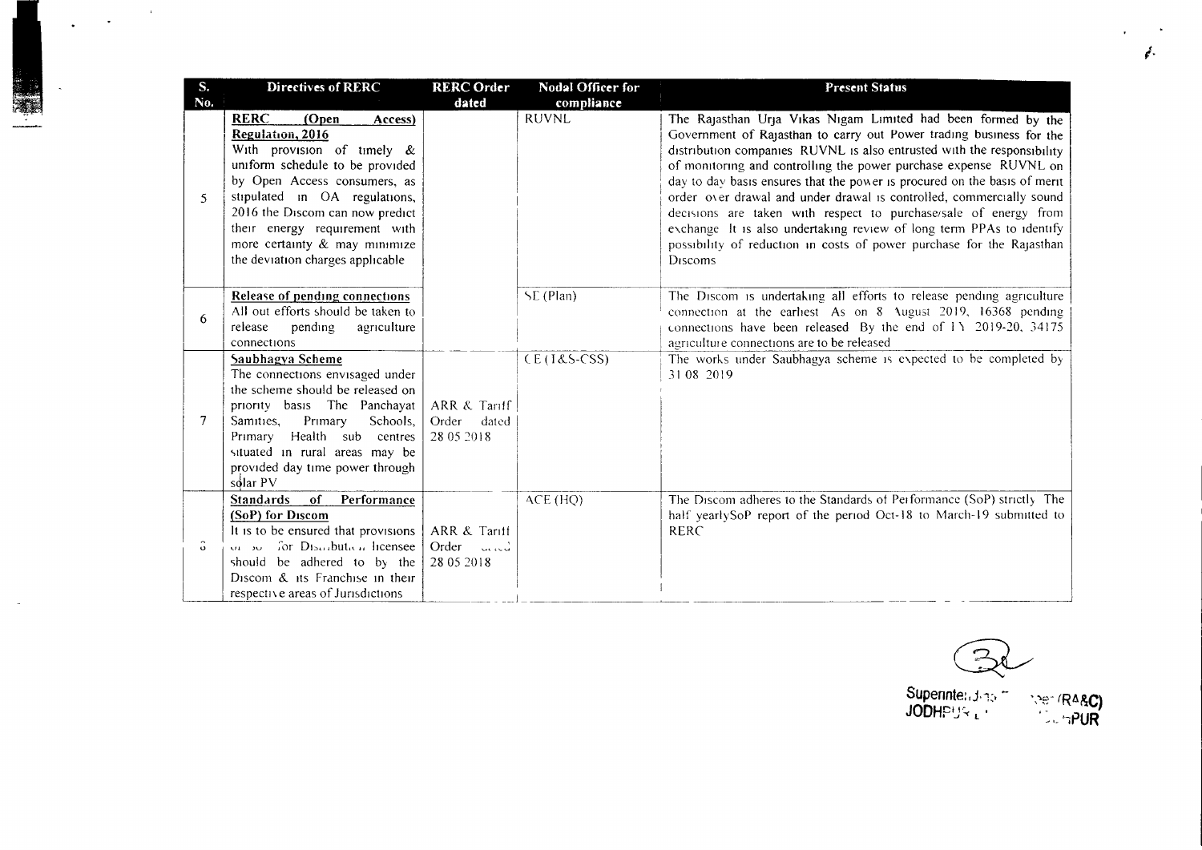| S. No. | Directives of RERC | RERC Order dated | Nodal Officer for compliance | Present Status |
|---|---|---|---|---|
| 5 | **RERC (Open Access) Regulation, 2016** With provision of timely & uniform schedule to be provided by Open Access consumers, as stipulated in OA regulations, 2016 the Discom can now predict their energy requirement with more certainty & may minimize the deviation charges applicable | | RUVNL | The Rajasthan Urja Vikas Nigam Limited had been formed by the Government of Rajasthan to carry out Power trading business for the distribution companies RUVNL is also entrusted with the responsibility of monitoring and controlling the power purchase expense RUVNL on day to day basis ensures that the power is procured on the basis of merit order over drawal and under drawal is controlled, commercially sound decisions are taken with respect to purchase/sale of energy from exchange It is also undertaking review of long term PPAs to identify possibility of reduction in costs of power purchase for the Rajasthan Discoms |
| 6 | **Release of pending connections** All out efforts should be taken to release pending agriculture connections | | SE (Plan) | The Discom is undertaking all efforts to release pending agriculture connection at the earliest As on 8 August 2019, 16368 pending connections have been released By the end of FY 2019-20, 34175 agriculture connections are to be released |
| 7 | **Saubhagya Scheme** The connections envisaged under the scheme should be released on priority basis The Panchayat Samities, Primary Schools, Primary Health sub centres situated in rural areas may be provided day time power through solar PV | ARR & Tariff Order dated 28 05 2018 | CE (T&S-CSS) | The works under Saubhagya scheme is expected to be completed by 31 08 2019 |
| 8 | **Standards of Performance (SoP) for Discom** It is to be ensured that provisions of SoP for Distribution licensee should be adhered to by the Discom & its Franchise in their respective areas of Jurisdictions | ARR & Tariff Order dated 28 05 2018 | ACE (HQ) | The Discom adheres to the Standards of Performance (SoP) strictly The half yearlySoP report of the period Oct-18 to March-19 submitted to RERC |

Superintending Engineer (RA&C)
JODHPUR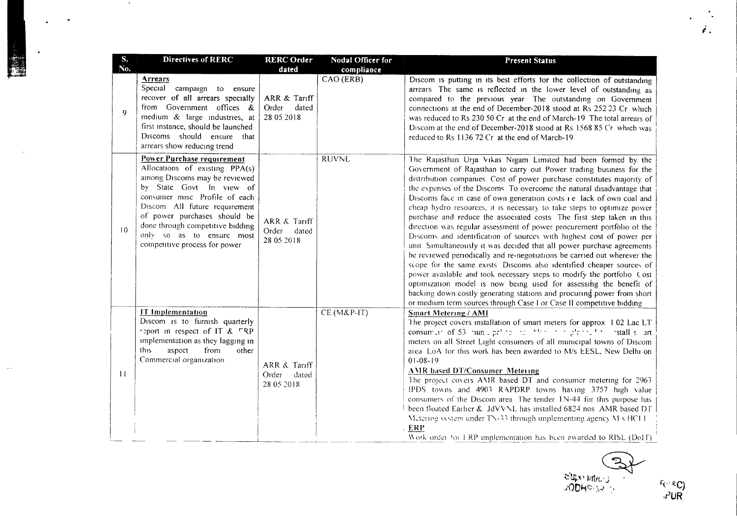| S. No. | Directives of RERC | RERC Order dated | Nodal Officer for compliance | Present Status |
|---|---|---|---|---|
| 9 | **Arrears**<br>Special campaign to ensure recover of all arrears specially from Government offices & medium & large industries, at first instance, should be launched Discoms should ensure that arrears show reducing trend | ARR & Tariff Order dated 28 05 2018 | CAO (ERB) | Discom is putting in its best efforts for the collection of outstanding arrears The same is reflected in the lower level of outstanding as compared to the previous year The outstanding on Government connections at the end of December-2018 stood at Rs 252 23 Cr which was reduced to Rs 230 50 Cr at the end of March-19 The total arrears of Discom at the end of December-2018 stood at Rs 1568 85 Cr which was reduced to Rs 1136 72 Cr at the end of March-19 |
| 10 | **Power Purchase requirement**<br>Allocations of existing PPA(s) among Discoms may be reviewed by State Govt In view of consumer misc Profile of each Discom All future requirement of power purchases should be done through competitive bidding only so as to ensure most competitive process for power | ARR & Tariff Order dated 28 05 2018 | RUVNL | The Rajasthan Urja Vikas Nigam Limited had been formed by the Government of Rajasthan to carry out Power trading business for the distribution companies Cost of power purchase constitutes majority of the expenses of the Discoms To overcome the natural disadvantage that Discoms face in case of own generation costs i e lack of own coal and cheap hydro resources, it is necessary to take steps to optimize power purchase and reduce the associated costs The first step taken in this direction was regular assessment of power procurement portfolio of the Discoms and identification of sources with highest cost of power per unit Simultaneously it was decided that all power purchase agreements be reviewed periodically and re-negotiations be carried out wherever the scope for the same exists Discoms also identified cheaper sources of power available and took necessary steps to modify the portfolio Cost optimization model is now being used for assessing the benefit of backing down costly generating stations and procuring power from short or medium term sources through Case I or Case II competitive bidding |
| 11 | **IT Implementation**<br>Discom is to furnish quarterly report in respect of IT & ERP implementation as they lagging in this aspect from other Commercial organization | ARR & Tariff Order dated 28 05 2018 | CE (M&P-IT) | **Smart Metering / AMI**<br>The project covers installation of smart meters for approx 1 02 Lac LT consumers of 53 ... install smart meters on all Street Light consumers of all municipal towns of Discom area LoA for this work has been awarded to M/s EESL, New Delhi on 01-08-19<br>**AMR based DT/Consumer Metering**<br>The project covers AMR based DT and consumer metering for 2963 IPDS towns and 4903 RAPDRP towns having 3757 high value consumers of the Discom area The tender TN-44 for this purpose has been floated Earlier & JdVVNL has installed 6824 nos AMR based DT Metering system under TN-33 through implementing agency M s HCL I<br>**ERP**<br>Work order for ERP implementation has been awarded to RISL (DoIT) |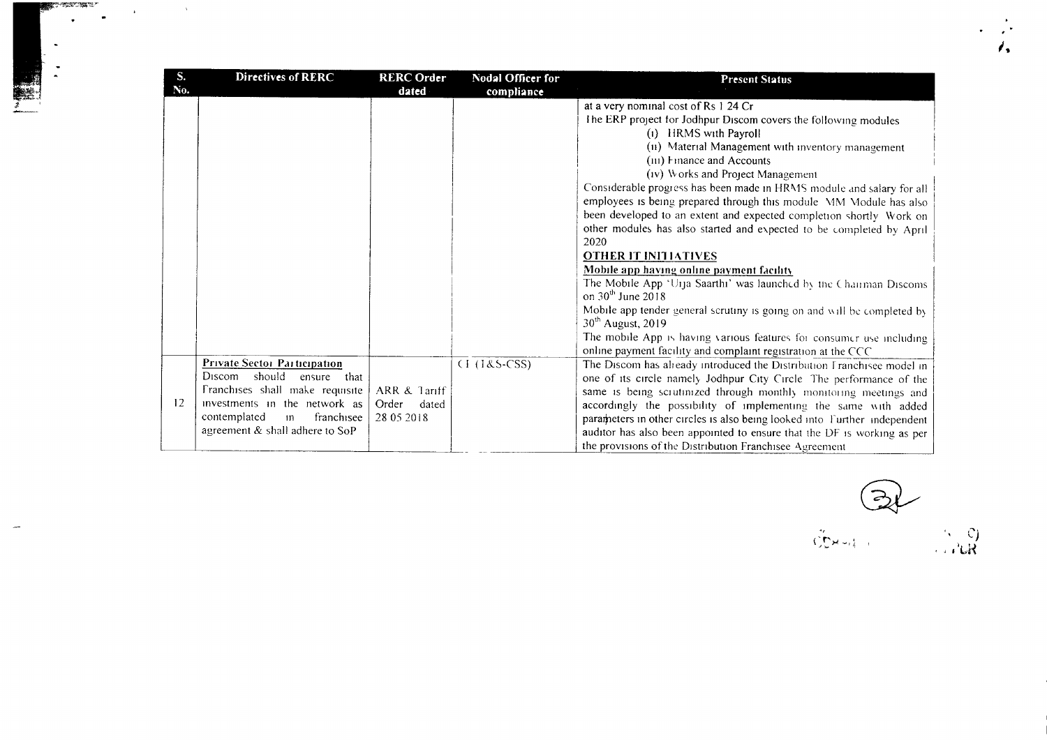| S. No. | Directives of RERC | RERC Order dated | Nodal Officer for compliance | Present Status |
|---|---|---|---|---|
| | | | | at a very nominal cost of Rs 1 24 Cr<br>The ERP project for Jodhpur Discom covers the following modules<br>(i) HRMS with Payroll<br>(ii) Material Management with inventory management<br>(iii) Finance and Accounts<br>(iv) Works and Project Management<br>Considerable progress has been made in HRMS module and salary for all employees is being prepared through this module MM Module has also been developed to an extent and expected completion shortly Work on other modules has also started and expected to be completed by April 2020<br>**OTHER IT INITIATIVES**<br>**Mobile app having online payment facility**<br>The Mobile App 'Urja Saarthi' was launched by the Chairman Discoms on 30th June 2018<br>Mobile app tender general scrutiny is going on and will be completed by 30th August, 2019<br>The mobile App is having various features for consumer use including online payment facility and complaint registration at the CCC |
| 12 | **Private Sector Participation**<br>Discom should ensure that Franchises shall make requisite investments in the network as contemplated in franchisee agreement & shall adhere to SoP | ARR & Tariff Order dated 28 05 2018 | CE (T&S-CSS) | The Discom has already introduced the Distribution Franchisee model in one of its circle namely Jodhpur City Circle The performance of the same is being scrutinized through monthly monitoring meetings and accordingly the possibility of implementing the same with added parameters in other circles is also being looked into Further independent auditor has also been appointed to ensure that the DF is working as per the provisions of the Distribution Franchisee Agreement |